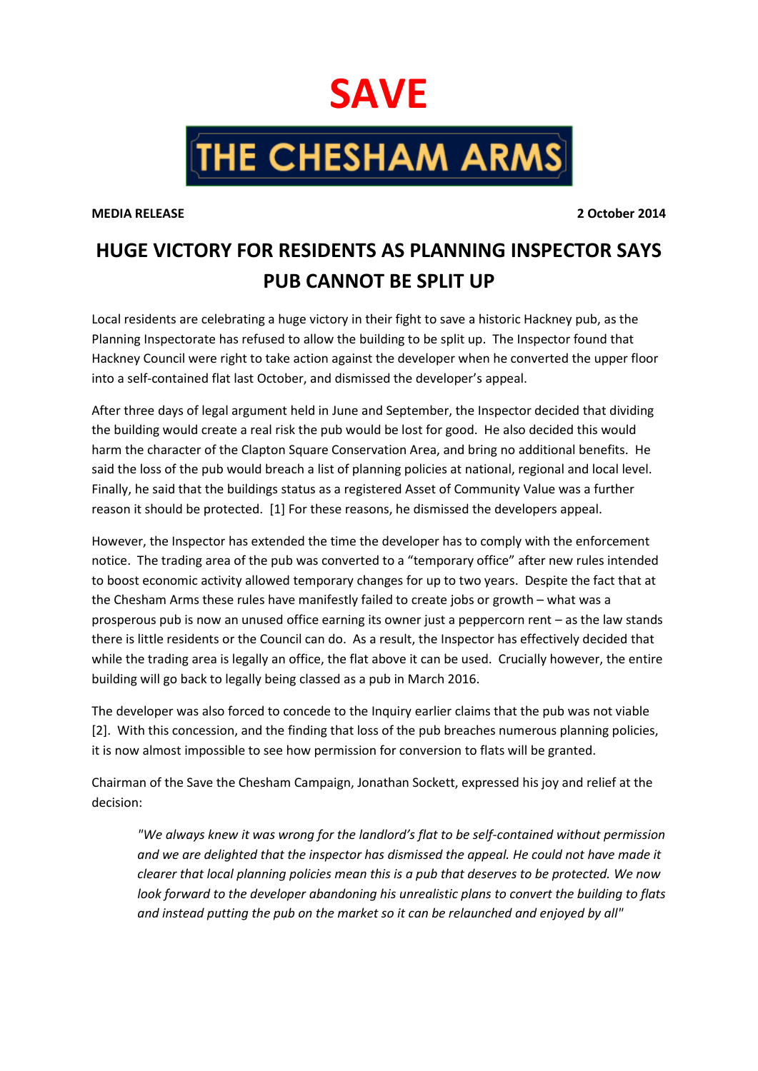# SAVE

# THE CHESHAM ARMS

**MEDIA RELEASE** **2 October 2014**

## HUGE VICTORY FOR RESIDENTS AS PLANNING INSPECTOR SAYS PUB CANNOT BE SPLIT UP

Local residents are celebrating a huge victory in their fight to save a historic Hackney pub, as the Planning Inspectorate has refused to allow the building to be split up. The Inspector found that Hackney Council were right to take action against the developer when he converted the upper floor into a self-contained flat last October, and dismissed the developer's appeal.

After three days of legal argument held in June and September, the Inspector decided that dividing the building would create a real risk the pub would be lost for good. He also decided this would harm the character of the Clapton Square Conservation Area, and bring no additional benefits. He said the loss of the pub would breach a list of planning policies at national, regional and local level. Finally, he said that the buildings status as a registered Asset of Community Value was a further reason it should be protected. [1] For these reasons, he dismissed the developers appeal.

However, the Inspector has extended the time the developer has to comply with the enforcement notice. The trading area of the pub was converted to a "temporary office" after new rules intended to boost economic activity allowed temporary changes for up to two years. Despite the fact that at the Chesham Arms these rules have manifestly failed to create jobs or growth – what was a prosperous pub is now an unused office earning its owner just a peppercorn rent – as the law stands there is little residents or the Council can do. As a result, the Inspector has effectively decided that while the trading area is legally an office, the flat above it can be used. Crucially however, the entire building will go back to legally being classed as a pub in March 2016.

The developer was also forced to concede to the Inquiry earlier claims that the pub was not viable [2]. With this concession, and the finding that loss of the pub breaches numerous planning policies, it is now almost impossible to see how permission for conversion to flats will be granted.

Chairman of the Save the Chesham Campaign, Jonathan Sockett, expressed his joy and relief at the decision:

> *"We always knew it was wrong for the landlord's flat to be self-contained without permission and we are delighted that the inspector has dismissed the appeal. He could not have made it clearer that local planning policies mean this is a pub that deserves to be protected. We now look forward to the developer abandoning his unrealistic plans to convert the building to flats and instead putting the pub on the market so it can be relaunched and enjoyed by all"*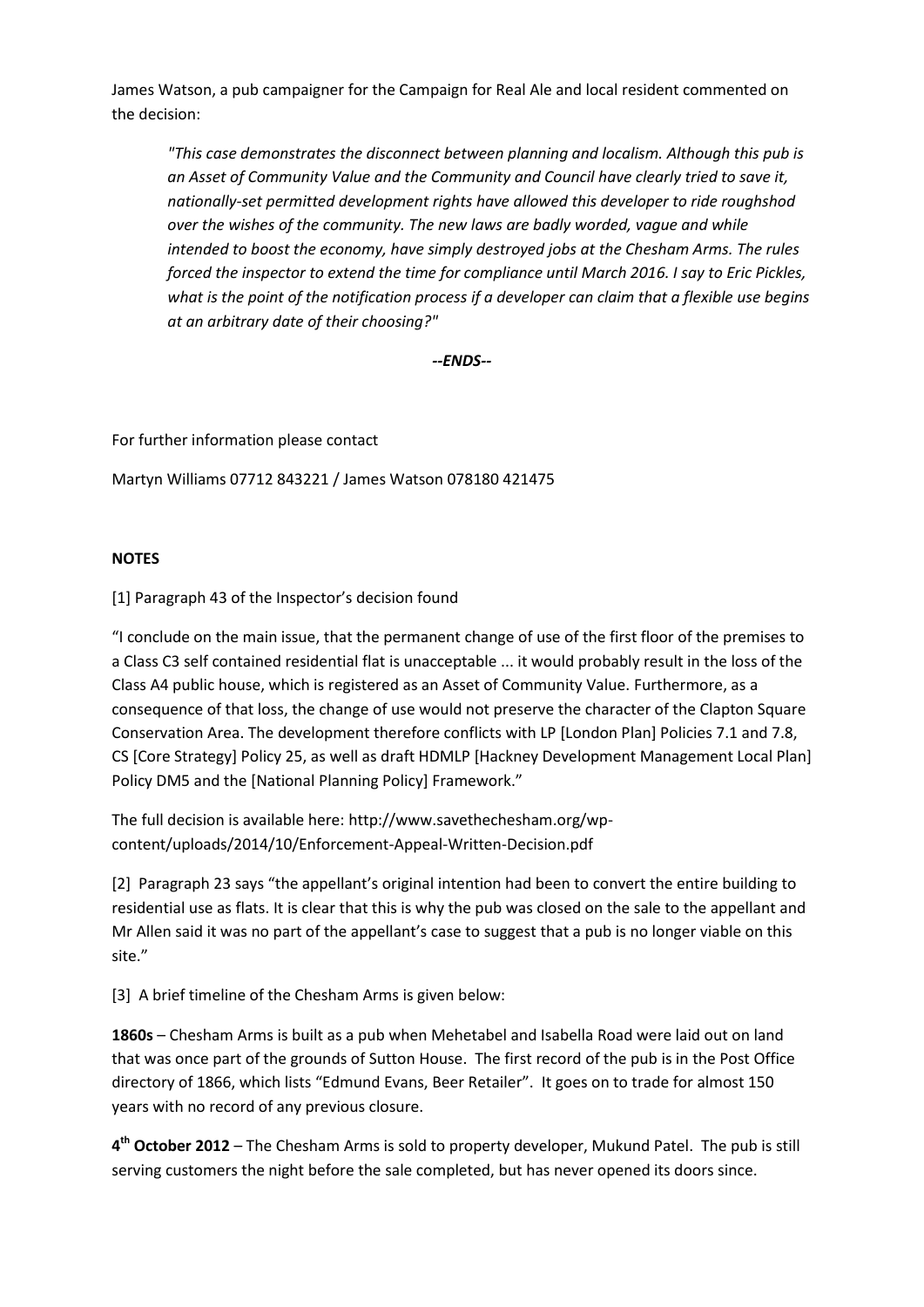James Watson, a pub campaigner for the Campaign for Real Ale and local resident commented on the decision:

> *"This case demonstrates the disconnect between planning and localism. Although this pub is an Asset of Community Value and the Community and Council have clearly tried to save it, nationally-set permitted development rights have allowed this developer to ride roughshod over the wishes of the community. The new laws are badly worded, vague and while intended to boost the economy, have simply destroyed jobs at the Chesham Arms. The rules forced the inspector to extend the time for compliance until March 2016. I say to Eric Pickles, what is the point of the notification process if a developer can claim that a flexible use begins at an arbitrary date of their choosing?"*

***--ENDS--***

For further information please contact

Martyn Williams 07712 843221 / James Watson 078180 421475

**NOTES**

[1] Paragraph 43 of the Inspector's decision found

"I conclude on the main issue, that the permanent change of use of the first floor of the premises to a Class C3 self contained residential flat is unacceptable ... it would probably result in the loss of the Class A4 public house, which is registered as an Asset of Community Value. Furthermore, as a consequence of that loss, the change of use would not preserve the character of the Clapton Square Conservation Area. The development therefore conflicts with LP [London Plan] Policies 7.1 and 7.8, CS [Core Strategy] Policy 25, as well as draft HDMLP [Hackney Development Management Local Plan] Policy DM5 and the [National Planning Policy] Framework."

The full decision is available here: http://www.savethechesham.org/wp-content/uploads/2014/10/Enforcement-Appeal-Written-Decision.pdf

[2] Paragraph 23 says "the appellant's original intention had been to convert the entire building to residential use as flats. It is clear that this is why the pub was closed on the sale to the appellant and Mr Allen said it was no part of the appellant's case to suggest that a pub is no longer viable on this site."

[3] A brief timeline of the Chesham Arms is given below:

**1860s** – Chesham Arms is built as a pub when Mehetabel and Isabella Road were laid out on land that was once part of the grounds of Sutton House. The first record of the pub is in the Post Office directory of 1866, which lists "Edmund Evans, Beer Retailer". It goes on to trade for almost 150 years with no record of any previous closure.

**4th October 2012** – The Chesham Arms is sold to property developer, Mukund Patel. The pub is still serving customers the night before the sale completed, but has never opened its doors since.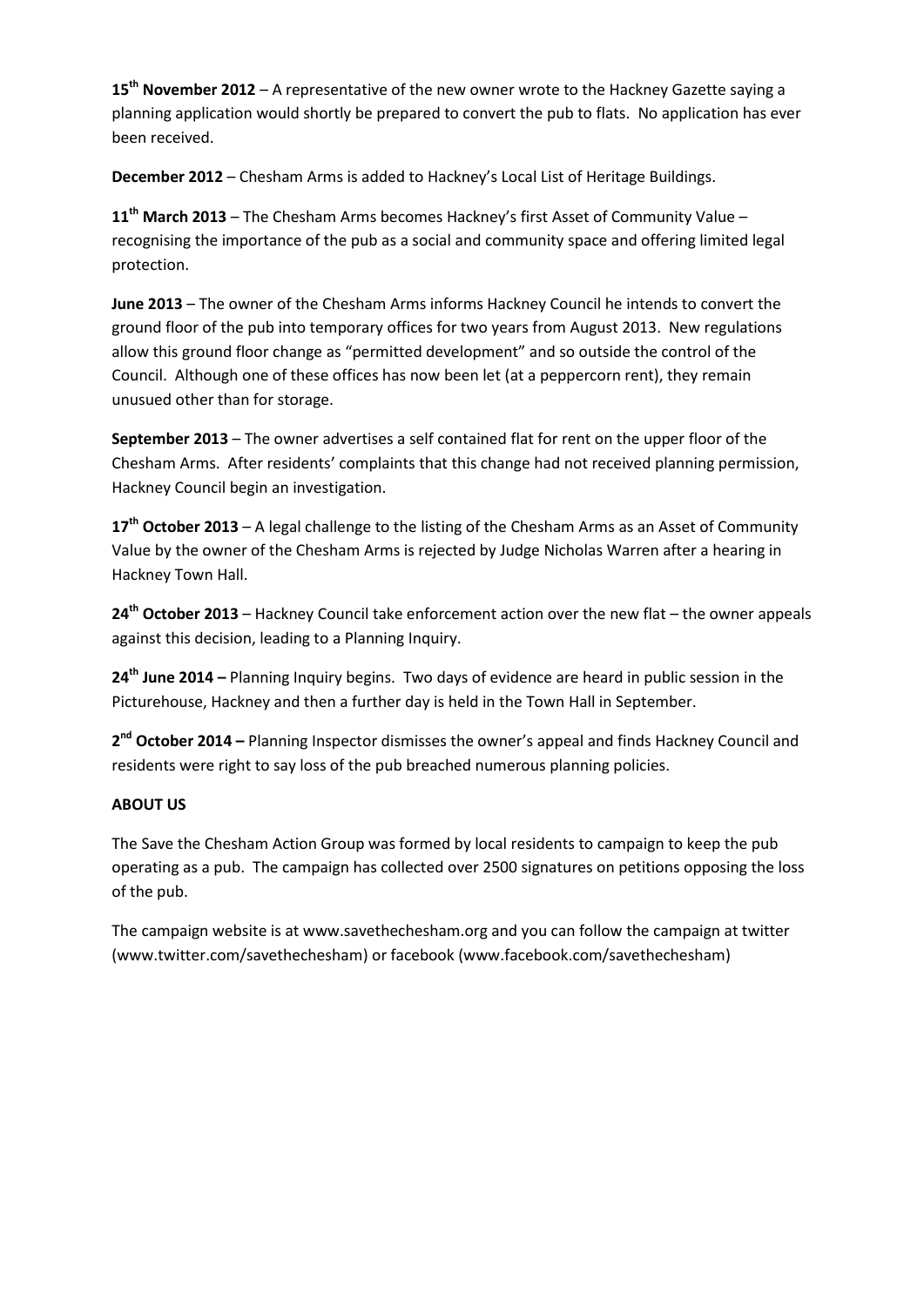**15th November 2012** – A representative of the new owner wrote to the Hackney Gazette saying a planning application would shortly be prepared to convert the pub to flats. No application has ever been received.

**December 2012** – Chesham Arms is added to Hackney's Local List of Heritage Buildings.

**11th March 2013** – The Chesham Arms becomes Hackney's first Asset of Community Value – recognising the importance of the pub as a social and community space and offering limited legal protection.

**June 2013** – The owner of the Chesham Arms informs Hackney Council he intends to convert the ground floor of the pub into temporary offices for two years from August 2013. New regulations allow this ground floor change as "permitted development" and so outside the control of the Council. Although one of these offices has now been let (at a peppercorn rent), they remain unusued other than for storage.

**September 2013** – The owner advertises a self contained flat for rent on the upper floor of the Chesham Arms. After residents' complaints that this change had not received planning permission, Hackney Council begin an investigation.

**17th October 2013** – A legal challenge to the listing of the Chesham Arms as an Asset of Community Value by the owner of the Chesham Arms is rejected by Judge Nicholas Warren after a hearing in Hackney Town Hall.

**24th October 2013** – Hackney Council take enforcement action over the new flat – the owner appeals against this decision, leading to a Planning Inquiry.

**24th June 2014 –** Planning Inquiry begins. Two days of evidence are heard in public session in the Picturehouse, Hackney and then a further day is held in the Town Hall in September.

**2nd October 2014 –** Planning Inspector dismisses the owner's appeal and finds Hackney Council and residents were right to say loss of the pub breached numerous planning policies.

**ABOUT US**

The Save the Chesham Action Group was formed by local residents to campaign to keep the pub operating as a pub. The campaign has collected over 2500 signatures on petitions opposing the loss of the pub.

The campaign website is at www.savethechesham.org and you can follow the campaign at twitter (www.twitter.com/savethechesham) or facebook (www.facebook.com/savethechesham)